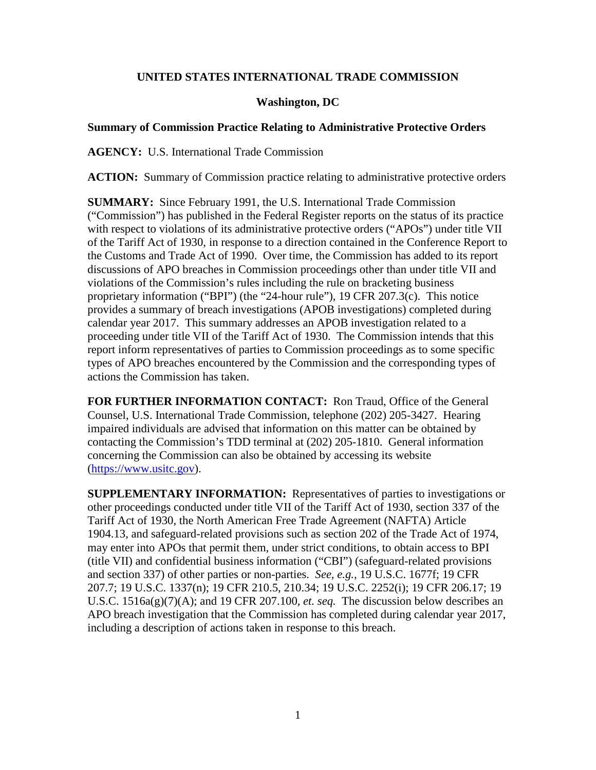**UNITED STATES INTERNATIONAL TRADE COMMISSION**

**Washington, DC**

**Summary of Commission Practice Relating to Administrative Protective Orders**

**AGENCY:** U.S. International Trade Commission

**ACTION:** Summary of Commission practice relating to administrative protective orders

**SUMMARY:** Since February 1991, the U.S. International Trade Commission ("Commission") has published in the Federal Register reports on the status of its practice with respect to violations of its administrative protective orders ("APOs") under title VII of the Tariff Act of 1930, in response to a direction contained in the Conference Report to the Customs and Trade Act of 1990. Over time, the Commission has added to its report discussions of APO breaches in Commission proceedings other than under title VII and violations of the Commission's rules including the rule on bracketing business proprietary information ("BPI") (the "24-hour rule"), 19 CFR 207.3(c). This notice provides a summary of breach investigations (APOB investigations) completed during calendar year 2017. This summary addresses an APOB investigation related to a proceeding under title VII of the Tariff Act of 1930. The Commission intends that this report inform representatives of parties to Commission proceedings as to some specific types of APO breaches encountered by the Commission and the corresponding types of actions the Commission has taken.

**FOR FURTHER INFORMATION CONTACT:** Ron Traud, Office of the General Counsel, U.S. International Trade Commission, telephone (202) 205-3427. Hearing impaired individuals are advised that information on this matter can be obtained by contacting the Commission's TDD terminal at (202) 205-1810. General information concerning the Commission can also be obtained by accessing its website (https://www.usitc.gov).

**SUPPLEMENTARY INFORMATION:** Representatives of parties to investigations or other proceedings conducted under title VII of the Tariff Act of 1930, section 337 of the Tariff Act of 1930, the North American Free Trade Agreement (NAFTA) Article 1904.13, and safeguard-related provisions such as section 202 of the Trade Act of 1974, may enter into APOs that permit them, under strict conditions, to obtain access to BPI (title VII) and confidential business information ("CBI") (safeguard-related provisions and section 337) of other parties or non-parties. *See, e.g.,* 19 U.S.C. 1677f; 19 CFR 207.7; 19 U.S.C. 1337(n); 19 CFR 210.5, 210.34; 19 U.S.C. 2252(i); 19 CFR 206.17; 19 U.S.C. 1516a(g)(7)(A); and 19 CFR 207.100, *et. seq.* The discussion below describes an APO breach investigation that the Commission has completed during calendar year 2017, including a description of actions taken in response to this breach.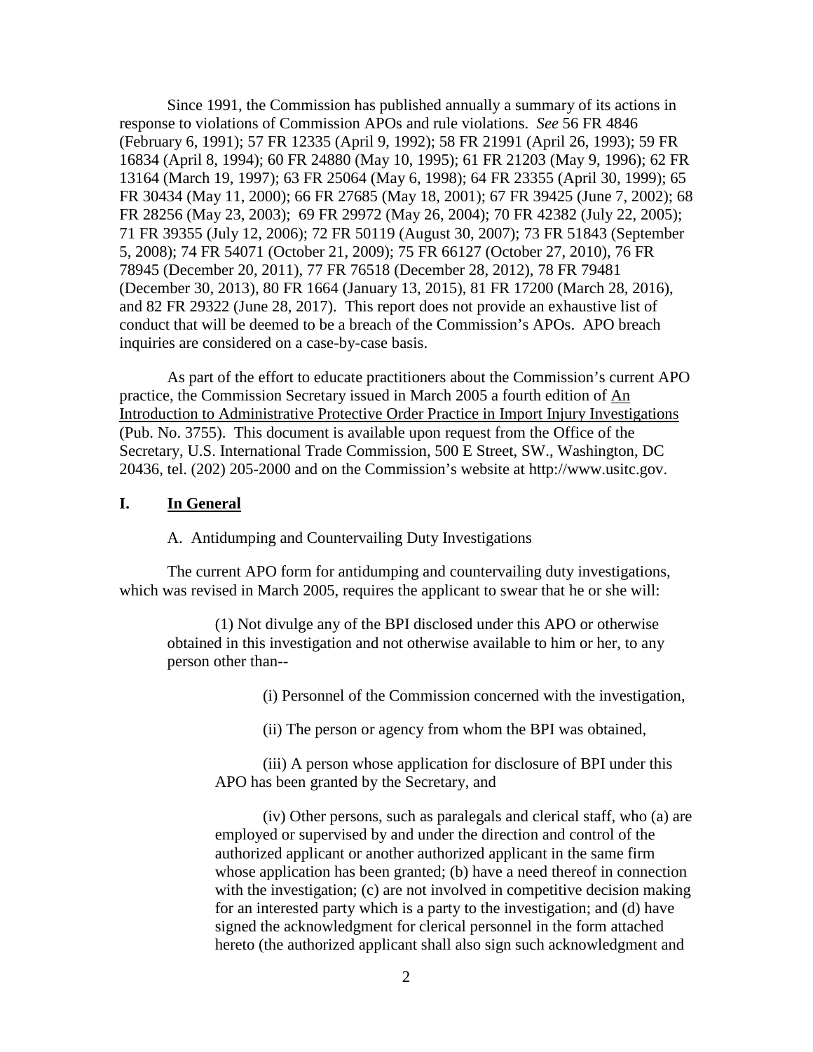Since 1991, the Commission has published annually a summary of its actions in response to violations of Commission APOs and rule violations. *See* 56 FR 4846 (February 6, 1991); 57 FR 12335 (April 9, 1992); 58 FR 21991 (April 26, 1993); 59 FR 16834 (April 8, 1994); 60 FR 24880 (May 10, 1995); 61 FR 21203 (May 9, 1996); 62 FR 13164 (March 19, 1997); 63 FR 25064 (May 6, 1998); 64 FR 23355 (April 30, 1999); 65 FR 30434 (May 11, 2000); 66 FR 27685 (May 18, 2001); 67 FR 39425 (June 7, 2002); 68 FR 28256 (May 23, 2003); 69 FR 29972 (May 26, 2004); 70 FR 42382 (July 22, 2005); 71 FR 39355 (July 12, 2006); 72 FR 50119 (August 30, 2007); 73 FR 51843 (September 5, 2008); 74 FR 54071 (October 21, 2009); 75 FR 66127 (October 27, 2010), 76 FR 78945 (December 20, 2011), 77 FR 76518 (December 28, 2012), 78 FR 79481 (December 30, 2013), 80 FR 1664 (January 13, 2015), 81 FR 17200 (March 28, 2016), and 82 FR 29322 (June 28, 2017). This report does not provide an exhaustive list of conduct that will be deemed to be a breach of the Commission's APOs. APO breach inquiries are considered on a case-by-case basis.

As part of the effort to educate practitioners about the Commission's current APO practice, the Commission Secretary issued in March 2005 a fourth edition of An Introduction to Administrative Protective Order Practice in Import Injury Investigations (Pub. No. 3755). This document is available upon request from the Office of the Secretary, U.S. International Trade Commission, 500 E Street, SW., Washington, DC 20436, tel. (202) 205-2000 and on the Commission's website at http://www.usitc.gov.

## I. In General

### A. Antidumping and Countervailing Duty Investigations

The current APO form for antidumping and countervailing duty investigations, which was revised in March 2005, requires the applicant to swear that he or she will:

(1) Not divulge any of the BPI disclosed under this APO or otherwise obtained in this investigation and not otherwise available to him or her, to any person other than--

(i) Personnel of the Commission concerned with the investigation,

(ii) The person or agency from whom the BPI was obtained,

(iii) A person whose application for disclosure of BPI under this APO has been granted by the Secretary, and

(iv) Other persons, such as paralegals and clerical staff, who (a) are employed or supervised by and under the direction and control of the authorized applicant or another authorized applicant in the same firm whose application has been granted; (b) have a need thereof in connection with the investigation; (c) are not involved in competitive decision making for an interested party which is a party to the investigation; and (d) have signed the acknowledgment for clerical personnel in the form attached hereto (the authorized applicant shall also sign such acknowledgment and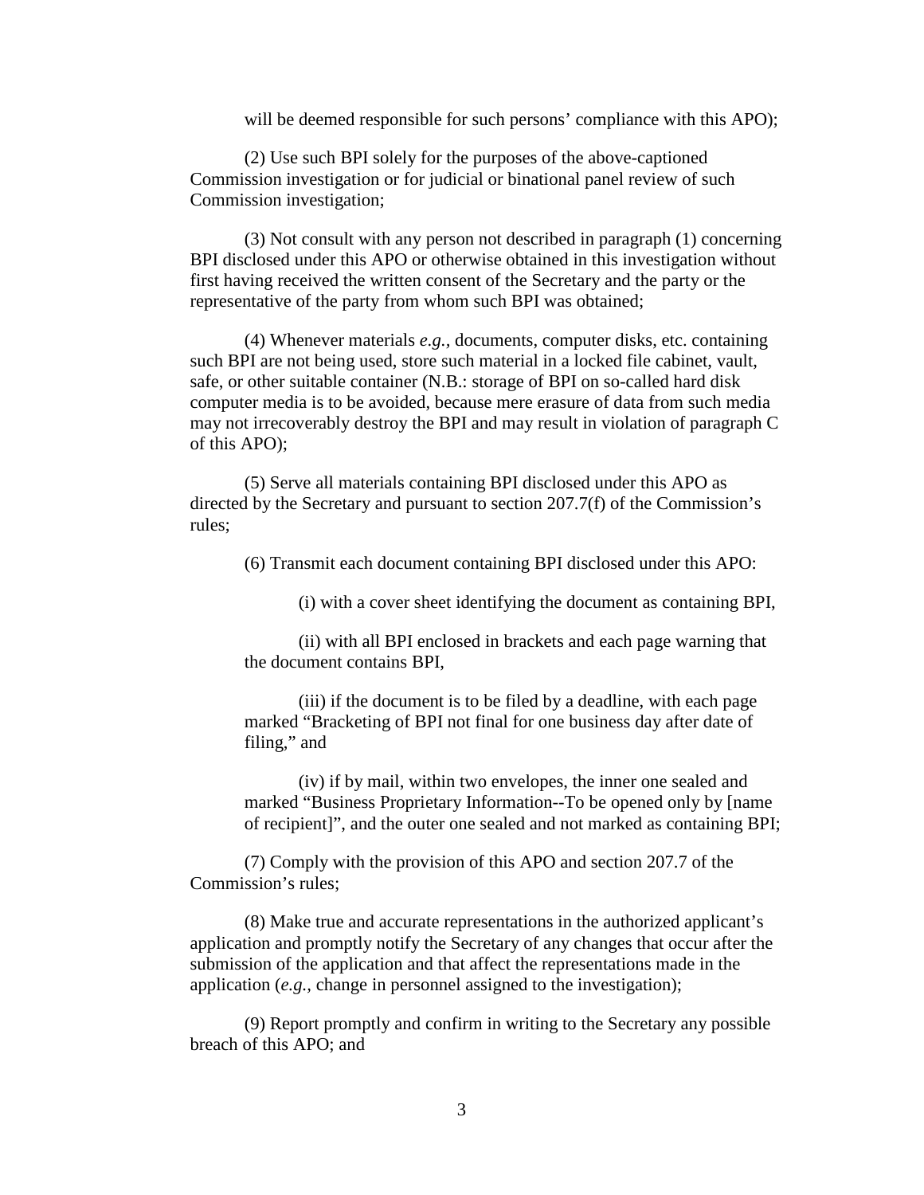will be deemed responsible for such persons' compliance with this APO);

(2) Use such BPI solely for the purposes of the above-captioned Commission investigation or for judicial or binational panel review of such Commission investigation;

(3) Not consult with any person not described in paragraph (1) concerning BPI disclosed under this APO or otherwise obtained in this investigation without first having received the written consent of the Secretary and the party or the representative of the party from whom such BPI was obtained;

(4) Whenever materials *e.g.*, documents, computer disks, etc. containing such BPI are not being used, store such material in a locked file cabinet, vault, safe, or other suitable container (N.B.: storage of BPI on so-called hard disk computer media is to be avoided, because mere erasure of data from such media may not irrecoverably destroy the BPI and may result in violation of paragraph C of this APO);

(5) Serve all materials containing BPI disclosed under this APO as directed by the Secretary and pursuant to section 207.7(f) of the Commission's rules;

(6) Transmit each document containing BPI disclosed under this APO:

(i) with a cover sheet identifying the document as containing BPI,

(ii) with all BPI enclosed in brackets and each page warning that the document contains BPI,

(iii) if the document is to be filed by a deadline, with each page marked "Bracketing of BPI not final for one business day after date of filing," and

(iv) if by mail, within two envelopes, the inner one sealed and marked "Business Proprietary Information--To be opened only by [name of recipient]", and the outer one sealed and not marked as containing BPI;

(7) Comply with the provision of this APO and section 207.7 of the Commission's rules;

(8) Make true and accurate representations in the authorized applicant's application and promptly notify the Secretary of any changes that occur after the submission of the application and that affect the representations made in the application (*e.g.*, change in personnel assigned to the investigation);

(9) Report promptly and confirm in writing to the Secretary any possible breach of this APO; and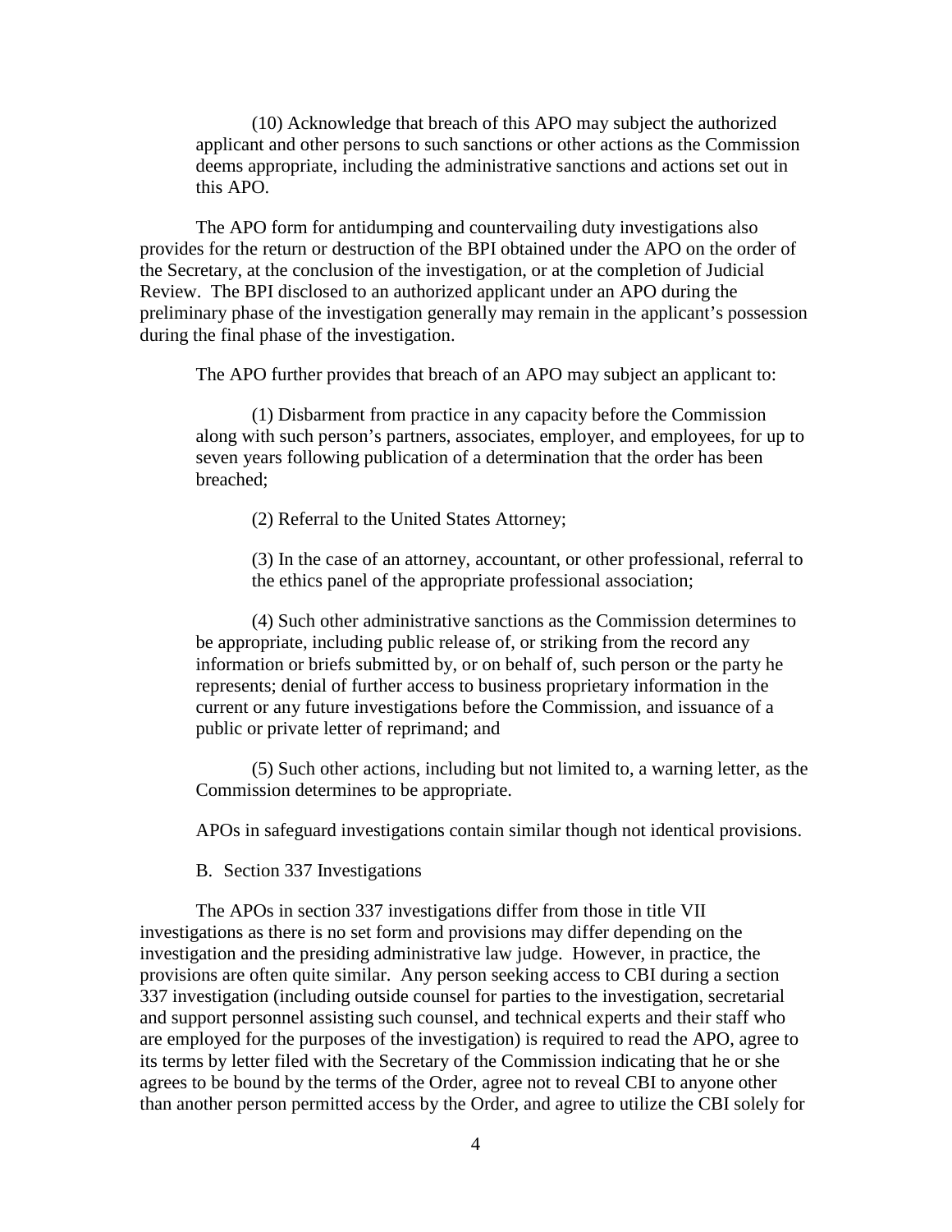(10) Acknowledge that breach of this APO may subject the authorized applicant and other persons to such sanctions or other actions as the Commission deems appropriate, including the administrative sanctions and actions set out in this APO.

The APO form for antidumping and countervailing duty investigations also provides for the return or destruction of the BPI obtained under the APO on the order of the Secretary, at the conclusion of the investigation, or at the completion of Judicial Review. The BPI disclosed to an authorized applicant under an APO during the preliminary phase of the investigation generally may remain in the applicant's possession during the final phase of the investigation.

The APO further provides that breach of an APO may subject an applicant to:

(1) Disbarment from practice in any capacity before the Commission along with such person's partners, associates, employer, and employees, for up to seven years following publication of a determination that the order has been breached;

(2) Referral to the United States Attorney;

(3) In the case of an attorney, accountant, or other professional, referral to the ethics panel of the appropriate professional association;

(4) Such other administrative sanctions as the Commission determines to be appropriate, including public release of, or striking from the record any information or briefs submitted by, or on behalf of, such person or the party he represents; denial of further access to business proprietary information in the current or any future investigations before the Commission, and issuance of a public or private letter of reprimand; and

(5) Such other actions, including but not limited to, a warning letter, as the Commission determines to be appropriate.

APOs in safeguard investigations contain similar though not identical provisions.

B. Section 337 Investigations

The APOs in section 337 investigations differ from those in title VII investigations as there is no set form and provisions may differ depending on the investigation and the presiding administrative law judge. However, in practice, the provisions are often quite similar. Any person seeking access to CBI during a section 337 investigation (including outside counsel for parties to the investigation, secretarial and support personnel assisting such counsel, and technical experts and their staff who are employed for the purposes of the investigation) is required to read the APO, agree to its terms by letter filed with the Secretary of the Commission indicating that he or she agrees to be bound by the terms of the Order, agree not to reveal CBI to anyone other than another person permitted access by the Order, and agree to utilize the CBI solely for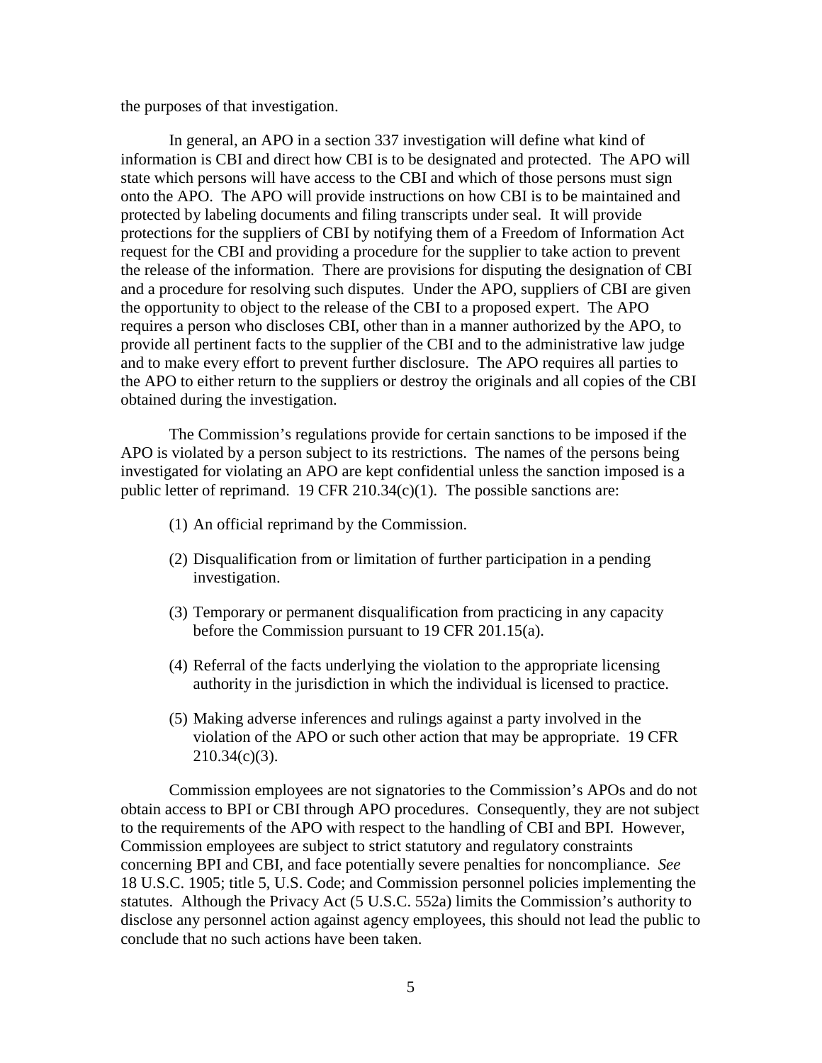the purposes of that investigation.

In general, an APO in a section 337 investigation will define what kind of information is CBI and direct how CBI is to be designated and protected. The APO will state which persons will have access to the CBI and which of those persons must sign onto the APO. The APO will provide instructions on how CBI is to be maintained and protected by labeling documents and filing transcripts under seal. It will provide protections for the suppliers of CBI by notifying them of a Freedom of Information Act request for the CBI and providing a procedure for the supplier to take action to prevent the release of the information. There are provisions for disputing the designation of CBI and a procedure for resolving such disputes. Under the APO, suppliers of CBI are given the opportunity to object to the release of the CBI to a proposed expert. The APO requires a person who discloses CBI, other than in a manner authorized by the APO, to provide all pertinent facts to the supplier of the CBI and to the administrative law judge and to make every effort to prevent further disclosure. The APO requires all parties to the APO to either return to the suppliers or destroy the originals and all copies of the CBI obtained during the investigation.

The Commission's regulations provide for certain sanctions to be imposed if the APO is violated by a person subject to its restrictions. The names of the persons being investigated for violating an APO are kept confidential unless the sanction imposed is a public letter of reprimand. 19 CFR 210.34(c)(1). The possible sanctions are:

(1) An official reprimand by the Commission.

(2) Disqualification from or limitation of further participation in a pending investigation.

(3) Temporary or permanent disqualification from practicing in any capacity before the Commission pursuant to 19 CFR 201.15(a).

(4) Referral of the facts underlying the violation to the appropriate licensing authority in the jurisdiction in which the individual is licensed to practice.

(5) Making adverse inferences and rulings against a party involved in the violation of the APO or such other action that may be appropriate. 19 CFR 210.34(c)(3).

Commission employees are not signatories to the Commission's APOs and do not obtain access to BPI or CBI through APO procedures. Consequently, they are not subject to the requirements of the APO with respect to the handling of CBI and BPI. However, Commission employees are subject to strict statutory and regulatory constraints concerning BPI and CBI, and face potentially severe penalties for noncompliance. *See* 18 U.S.C. 1905; title 5, U.S. Code; and Commission personnel policies implementing the statutes. Although the Privacy Act (5 U.S.C. 552a) limits the Commission's authority to disclose any personnel action against agency employees, this should not lead the public to conclude that no such actions have been taken.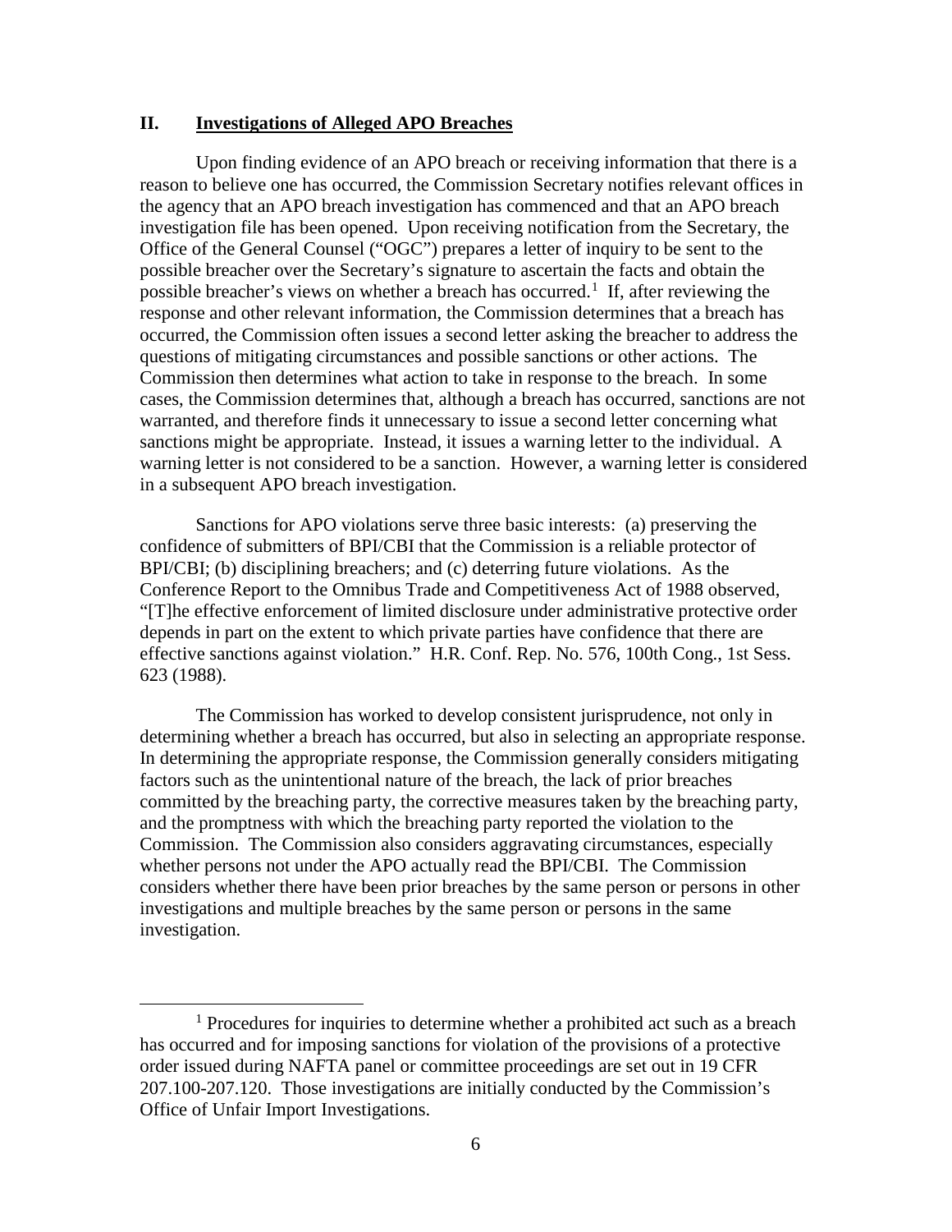## II. Investigations of Alleged APO Breaches

Upon finding evidence of an APO breach or receiving information that there is a reason to believe one has occurred, the Commission Secretary notifies relevant offices in the agency that an APO breach investigation has commenced and that an APO breach investigation file has been opened. Upon receiving notification from the Secretary, the Office of the General Counsel ("OGC") prepares a letter of inquiry to be sent to the possible breacher over the Secretary's signature to ascertain the facts and obtain the possible breacher's views on whether a breach has occurred.[1] If, after reviewing the response and other relevant information, the Commission determines that a breach has occurred, the Commission often issues a second letter asking the breacher to address the questions of mitigating circumstances and possible sanctions or other actions. The Commission then determines what action to take in response to the breach. In some cases, the Commission determines that, although a breach has occurred, sanctions are not warranted, and therefore finds it unnecessary to issue a second letter concerning what sanctions might be appropriate. Instead, it issues a warning letter to the individual. A warning letter is not considered to be a sanction. However, a warning letter is considered in a subsequent APO breach investigation.

Sanctions for APO violations serve three basic interests: (a) preserving the confidence of submitters of BPI/CBI that the Commission is a reliable protector of BPI/CBI; (b) disciplining breachers; and (c) deterring future violations. As the Conference Report to the Omnibus Trade and Competitiveness Act of 1988 observed, "[T]he effective enforcement of limited disclosure under administrative protective order depends in part on the extent to which private parties have confidence that there are effective sanctions against violation." H.R. Conf. Rep. No. 576, 100th Cong., 1st Sess. 623 (1988).

The Commission has worked to develop consistent jurisprudence, not only in determining whether a breach has occurred, but also in selecting an appropriate response. In determining the appropriate response, the Commission generally considers mitigating factors such as the unintentional nature of the breach, the lack of prior breaches committed by the breaching party, the corrective measures taken by the breaching party, and the promptness with which the breaching party reported the violation to the Commission. The Commission also considers aggravating circumstances, especially whether persons not under the APO actually read the BPI/CBI. The Commission considers whether there have been prior breaches by the same person or persons in other investigations and multiple breaches by the same person or persons in the same investigation.

---

[1] Procedures for inquiries to determine whether a prohibited act such as a breach has occurred and for imposing sanctions for violation of the provisions of a protective order issued during NAFTA panel or committee proceedings are set out in 19 CFR 207.100-207.120. Those investigations are initially conducted by the Commission's Office of Unfair Import Investigations.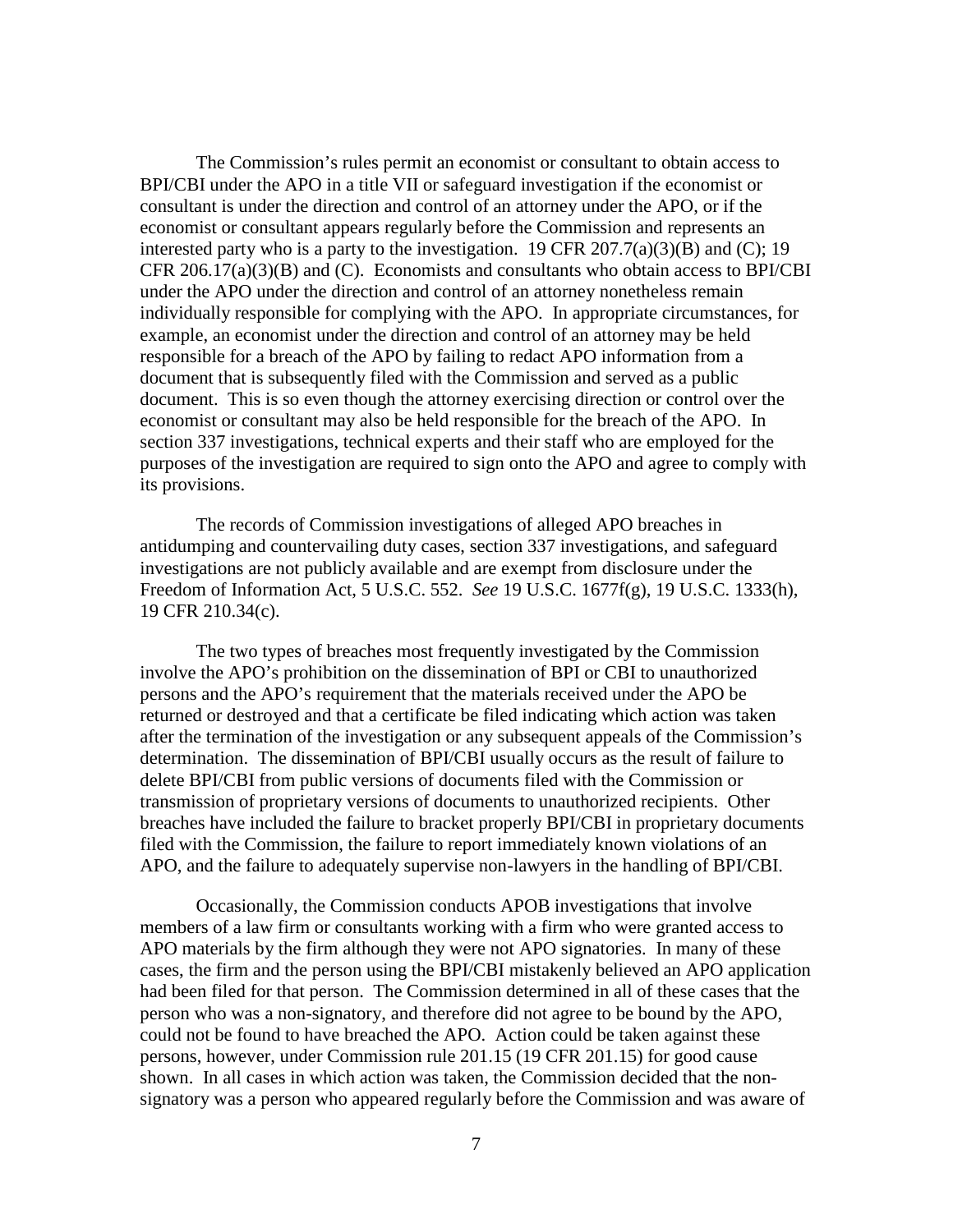The Commission's rules permit an economist or consultant to obtain access to BPI/CBI under the APO in a title VII or safeguard investigation if the economist or consultant is under the direction and control of an attorney under the APO, or if the economist or consultant appears regularly before the Commission and represents an interested party who is a party to the investigation. 19 CFR 207.7(a)(3)(B) and (C); 19 CFR 206.17(a)(3)(B) and (C). Economists and consultants who obtain access to BPI/CBI under the APO under the direction and control of an attorney nonetheless remain individually responsible for complying with the APO. In appropriate circumstances, for example, an economist under the direction and control of an attorney may be held responsible for a breach of the APO by failing to redact APO information from a document that is subsequently filed with the Commission and served as a public document. This is so even though the attorney exercising direction or control over the economist or consultant may also be held responsible for the breach of the APO. In section 337 investigations, technical experts and their staff who are employed for the purposes of the investigation are required to sign onto the APO and agree to comply with its provisions.

The records of Commission investigations of alleged APO breaches in antidumping and countervailing duty cases, section 337 investigations, and safeguard investigations are not publicly available and are exempt from disclosure under the Freedom of Information Act, 5 U.S.C. 552. *See* 19 U.S.C. 1677f(g), 19 U.S.C. 1333(h), 19 CFR 210.34(c).

The two types of breaches most frequently investigated by the Commission involve the APO's prohibition on the dissemination of BPI or CBI to unauthorized persons and the APO's requirement that the materials received under the APO be returned or destroyed and that a certificate be filed indicating which action was taken after the termination of the investigation or any subsequent appeals of the Commission's determination. The dissemination of BPI/CBI usually occurs as the result of failure to delete BPI/CBI from public versions of documents filed with the Commission or transmission of proprietary versions of documents to unauthorized recipients. Other breaches have included the failure to bracket properly BPI/CBI in proprietary documents filed with the Commission, the failure to report immediately known violations of an APO, and the failure to adequately supervise non-lawyers in the handling of BPI/CBI.

Occasionally, the Commission conducts APOB investigations that involve members of a law firm or consultants working with a firm who were granted access to APO materials by the firm although they were not APO signatories. In many of these cases, the firm and the person using the BPI/CBI mistakenly believed an APO application had been filed for that person. The Commission determined in all of these cases that the person who was a non-signatory, and therefore did not agree to be bound by the APO, could not be found to have breached the APO. Action could be taken against these persons, however, under Commission rule 201.15 (19 CFR 201.15) for good cause shown. In all cases in which action was taken, the Commission decided that the non-signatory was a person who appeared regularly before the Commission and was aware of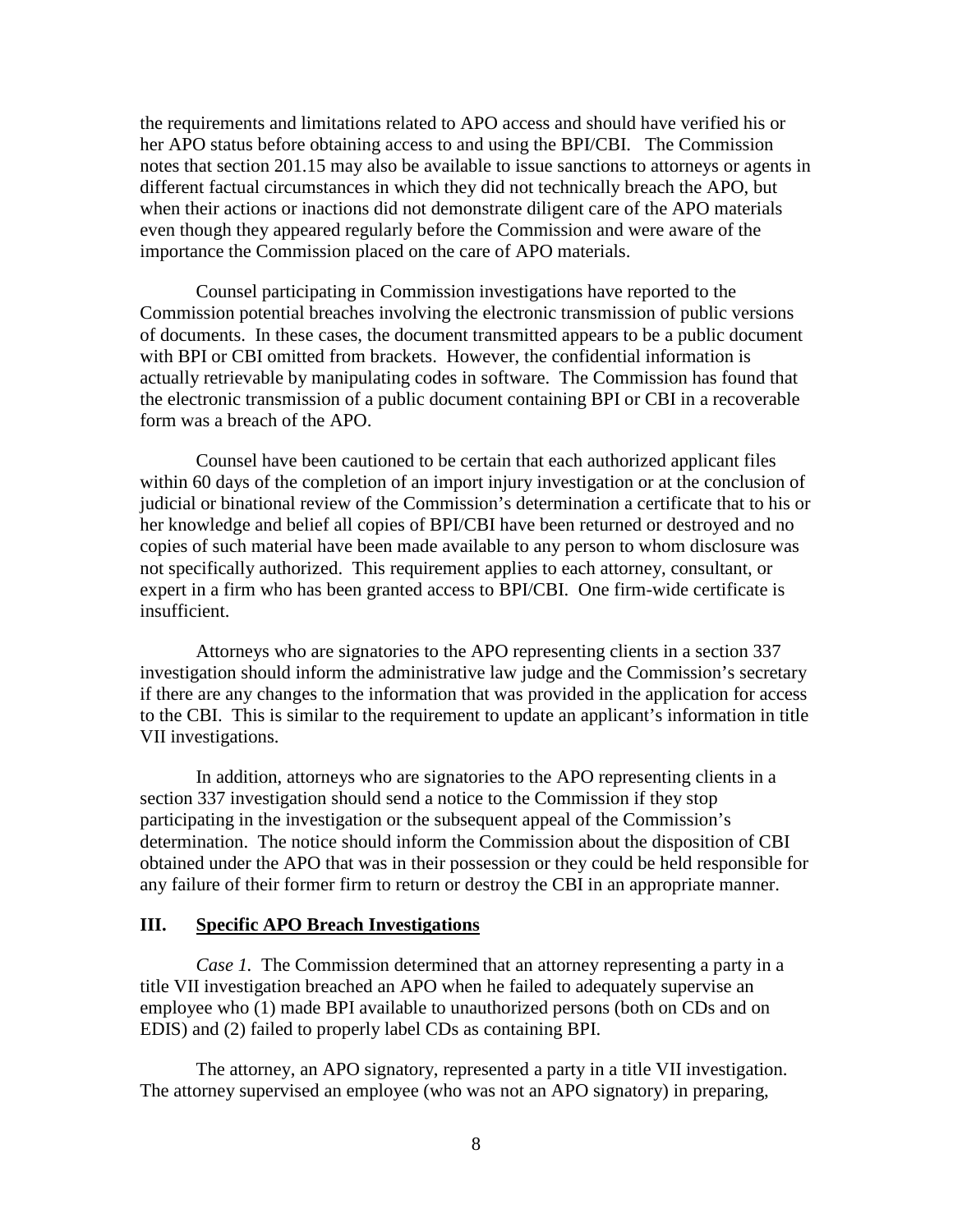the requirements and limitations related to APO access and should have verified his or her APO status before obtaining access to and using the BPI/CBI. The Commission notes that section 201.15 may also be available to issue sanctions to attorneys or agents in different factual circumstances in which they did not technically breach the APO, but when their actions or inactions did not demonstrate diligent care of the APO materials even though they appeared regularly before the Commission and were aware of the importance the Commission placed on the care of APO materials.

Counsel participating in Commission investigations have reported to the Commission potential breaches involving the electronic transmission of public versions of documents. In these cases, the document transmitted appears to be a public document with BPI or CBI omitted from brackets. However, the confidential information is actually retrievable by manipulating codes in software. The Commission has found that the electronic transmission of a public document containing BPI or CBI in a recoverable form was a breach of the APO.

Counsel have been cautioned to be certain that each authorized applicant files within 60 days of the completion of an import injury investigation or at the conclusion of judicial or binational review of the Commission's determination a certificate that to his or her knowledge and belief all copies of BPI/CBI have been returned or destroyed and no copies of such material have been made available to any person to whom disclosure was not specifically authorized. This requirement applies to each attorney, consultant, or expert in a firm who has been granted access to BPI/CBI. One firm-wide certificate is insufficient.

Attorneys who are signatories to the APO representing clients in a section 337 investigation should inform the administrative law judge and the Commission's secretary if there are any changes to the information that was provided in the application for access to the CBI. This is similar to the requirement to update an applicant's information in title VII investigations.

In addition, attorneys who are signatories to the APO representing clients in a section 337 investigation should send a notice to the Commission if they stop participating in the investigation or the subsequent appeal of the Commission's determination. The notice should inform the Commission about the disposition of CBI obtained under the APO that was in their possession or they could be held responsible for any failure of their former firm to return or destroy the CBI in an appropriate manner.

## III. Specific APO Breach Investigations

*Case 1.* The Commission determined that an attorney representing a party in a title VII investigation breached an APO when he failed to adequately supervise an employee who (1) made BPI available to unauthorized persons (both on CDs and on EDIS) and (2) failed to properly label CDs as containing BPI.

The attorney, an APO signatory, represented a party in a title VII investigation. The attorney supervised an employee (who was not an APO signatory) in preparing,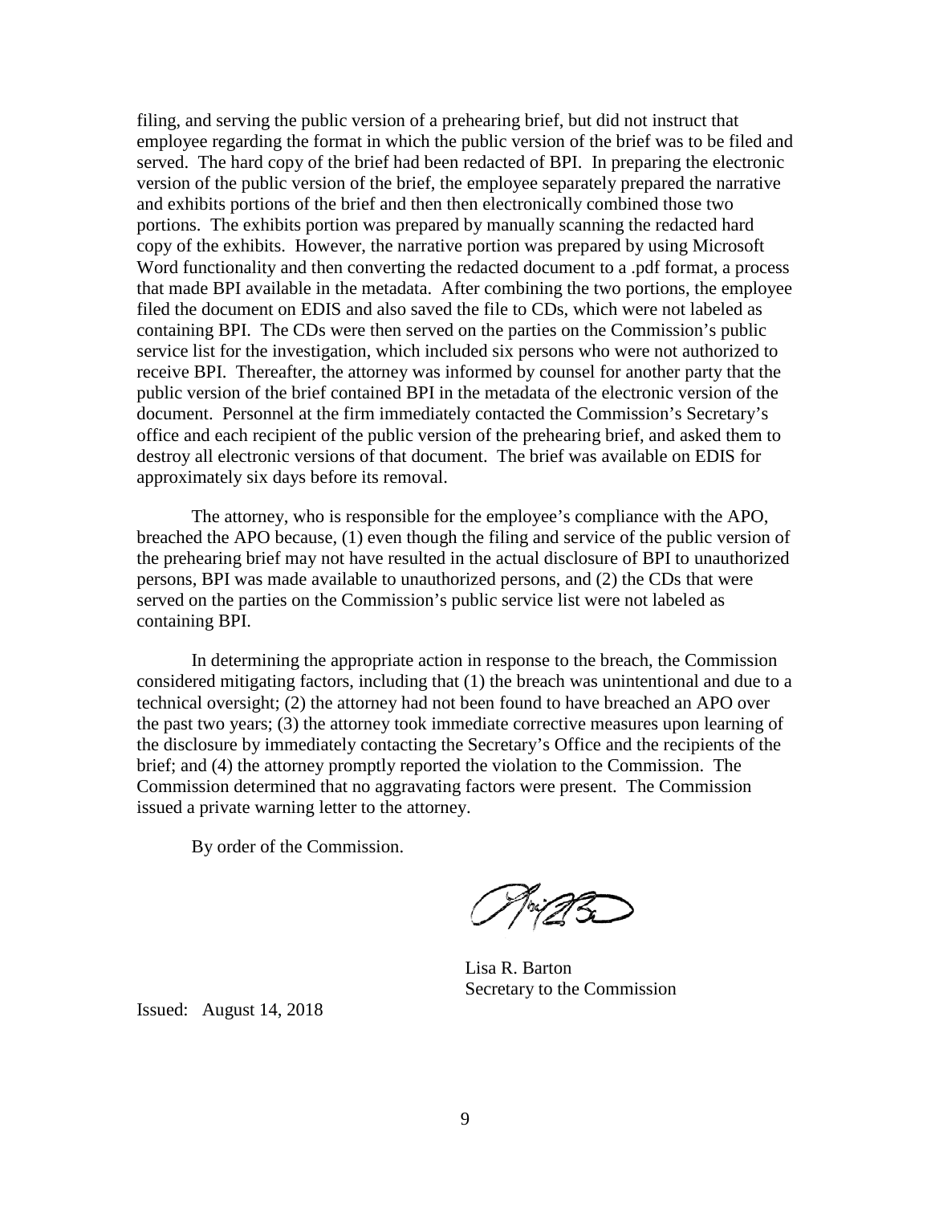filing, and serving the public version of a prehearing brief, but did not instruct that employee regarding the format in which the public version of the brief was to be filed and served. The hard copy of the brief had been redacted of BPI. In preparing the electronic version of the public version of the brief, the employee separately prepared the narrative and exhibits portions of the brief and then then electronically combined those two portions. The exhibits portion was prepared by manually scanning the redacted hard copy of the exhibits. However, the narrative portion was prepared by using Microsoft Word functionality and then converting the redacted document to a .pdf format, a process that made BPI available in the metadata. After combining the two portions, the employee filed the document on EDIS and also saved the file to CDs, which were not labeled as containing BPI. The CDs were then served on the parties on the Commission's public service list for the investigation, which included six persons who were not authorized to receive BPI. Thereafter, the attorney was informed by counsel for another party that the public version of the brief contained BPI in the metadata of the electronic version of the document. Personnel at the firm immediately contacted the Commission's Secretary's office and each recipient of the public version of the prehearing brief, and asked them to destroy all electronic versions of that document. The brief was available on EDIS for approximately six days before its removal.

The attorney, who is responsible for the employee's compliance with the APO, breached the APO because, (1) even though the filing and service of the public version of the prehearing brief may not have resulted in the actual disclosure of BPI to unauthorized persons, BPI was made available to unauthorized persons, and (2) the CDs that were served on the parties on the Commission's public service list were not labeled as containing BPI.

In determining the appropriate action in response to the breach, the Commission considered mitigating factors, including that (1) the breach was unintentional and due to a technical oversight; (2) the attorney had not been found to have breached an APO over the past two years; (3) the attorney took immediate corrective measures upon learning of the disclosure by immediately contacting the Secretary's Office and the recipients of the brief; and (4) the attorney promptly reported the violation to the Commission. The Commission determined that no aggravating factors were present. The Commission issued a private warning letter to the attorney.

By order of the Commission.

Lisa R. Barton
Secretary to the Commission

Issued: August 14, 2018